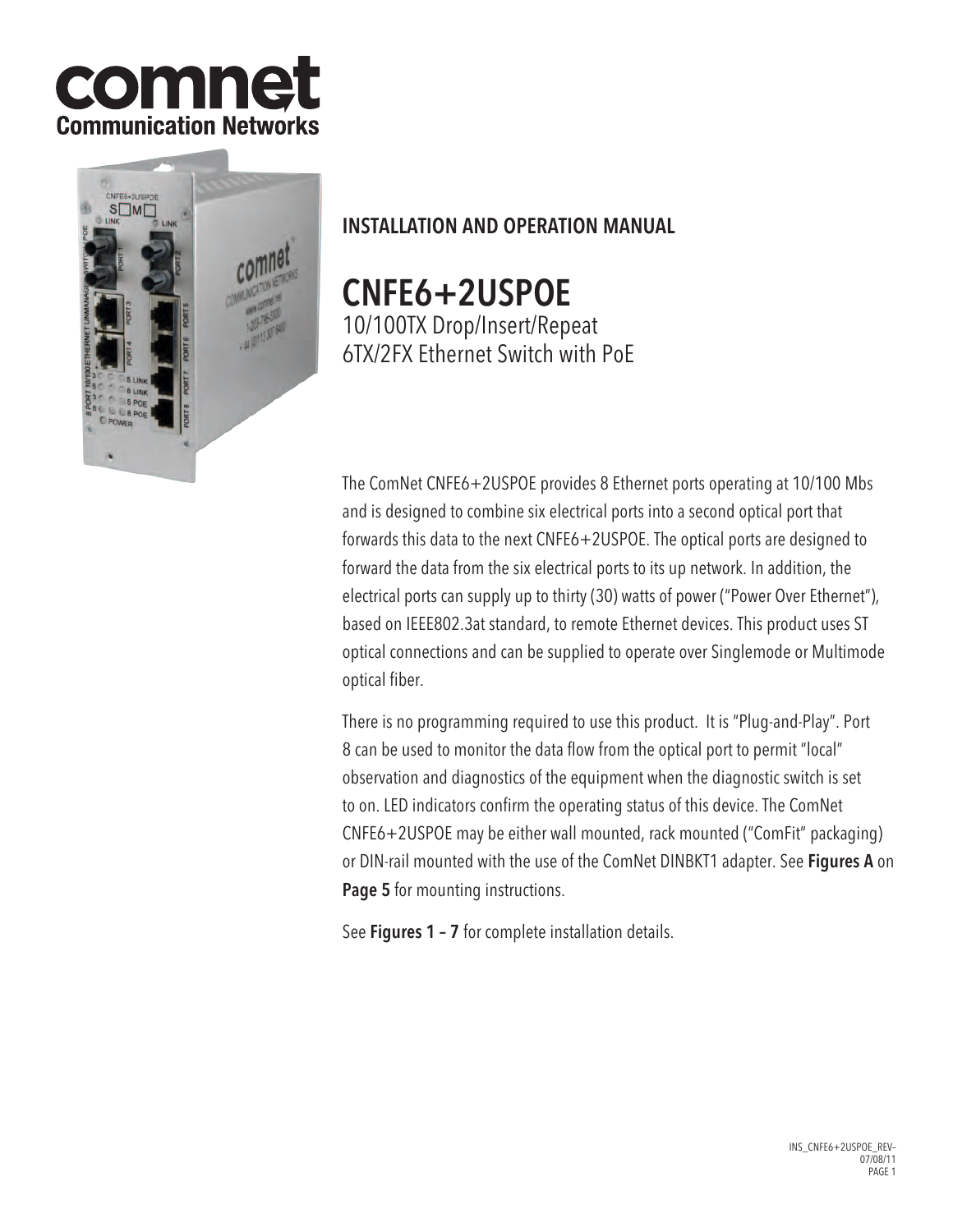# comnet
**Communication Networks**

## INSTALLATION AND OPERATION MANUAL

# CNFE6+2USPOE

10/100TX Drop/Insert/Repeat
6TX/2FX Ethernet Switch with PoE

The ComNet CNFE6+2USPOE provides 8 Ethernet ports operating at 10/100 Mbs and is designed to combine six electrical ports into a second optical port that forwards this data to the next CNFE6+2USPOE. The optical ports are designed to forward the data from the six electrical ports to its up network. In addition, the electrical ports can supply up to thirty (30) watts of power ("Power Over Ethernet"), based on IEEE802.3at standard, to remote Ethernet devices. This product uses ST optical connections and can be supplied to operate over Singlemode or Multimode optical fiber.

There is no programming required to use this product. It is "Plug-and-Play". Port 8 can be used to monitor the data flow from the optical port to permit "local" observation and diagnostics of the equipment when the diagnostic switch is set to on. LED indicators confirm the operating status of this device. The ComNet CNFE6+2USPOE may be either wall mounted, rack mounted ("ComFit" packaging) or DIN-rail mounted with the use of the ComNet DINBKT1 adapter. See **Figures A** on **Page 5** for mounting instructions.

See **Figures 1 – 7** for complete installation details.

INS_CNFE6+2USPOE_REV–
07/08/11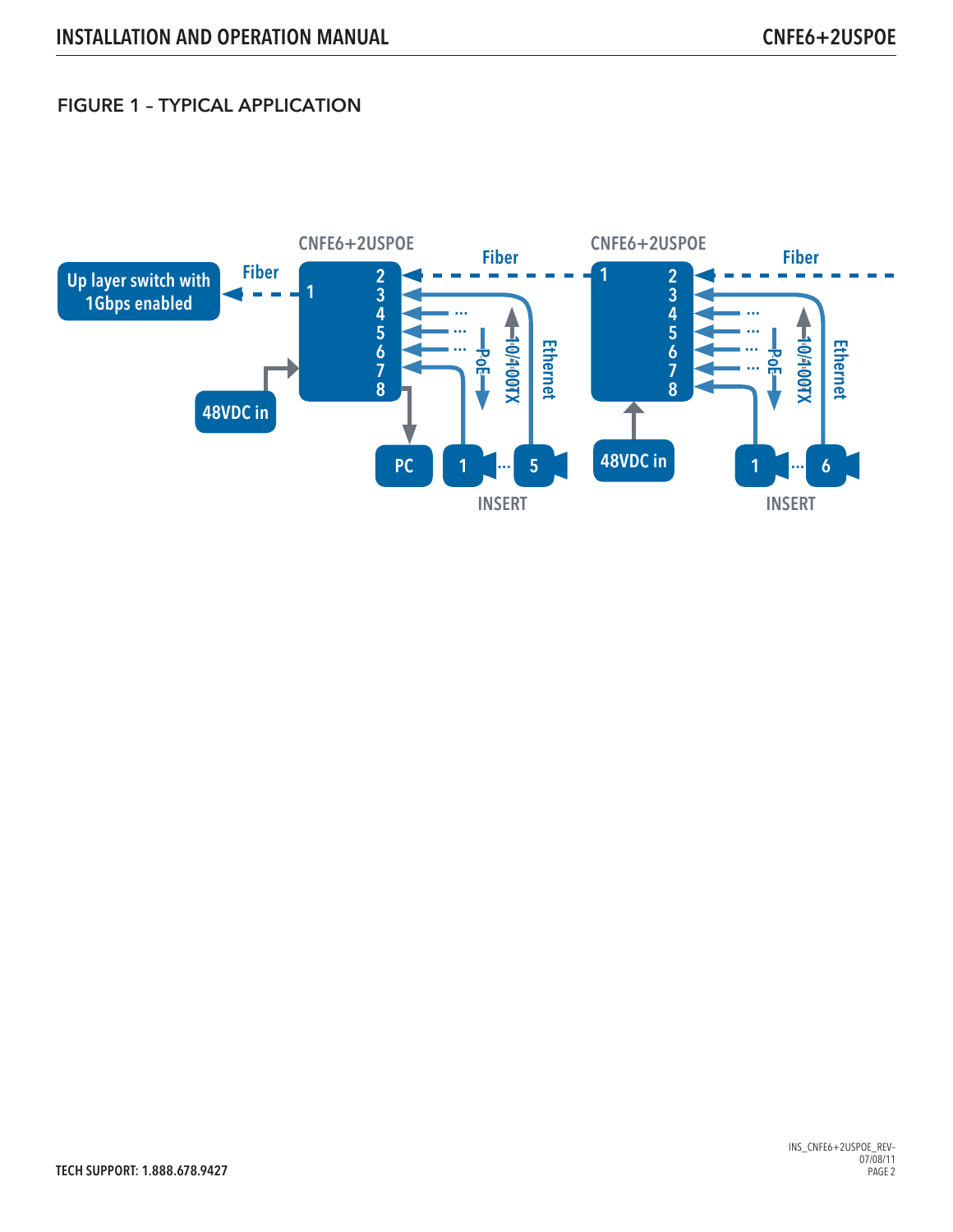## FIGURE 1 – TYPICAL APPLICATION

CNFE6+2USPOE

CNFE6+2USPOE

Up layer switch with 1Gbps enabled

Fiber

Fiber

Fiber

48VDC in

48VDC in

PC

PoE

10/100TX

Ethernet

INSERT

INSERT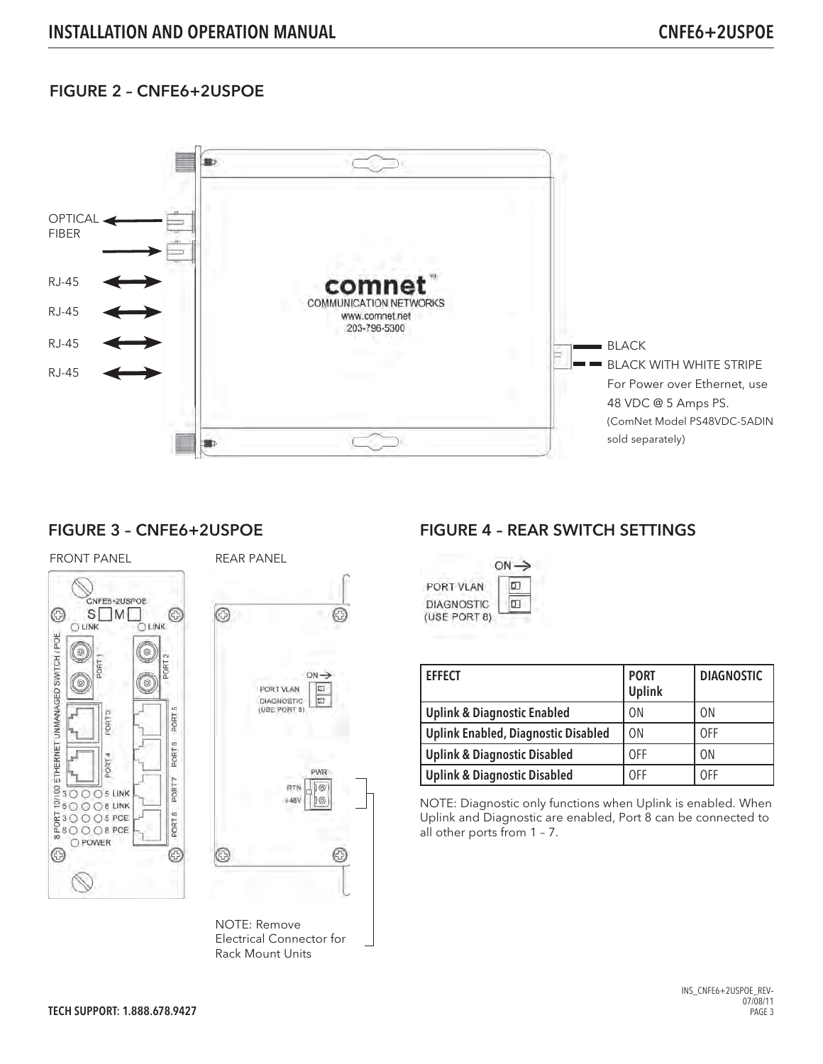## FIGURE 2 – CNFE6+2USPOE

OPTICAL FIBER

RJ-45

RJ-45

RJ-45

RJ-45

BLACK

BLACK WITH WHITE STRIPE

For Power over Ethernet, use 48 VDC @ 5 Amps PS. (ComNet Model PS48VDC-5ADIN sold separately)

## FIGURE 3 – CNFE6+2USPOE

FRONT PANEL

REAR PANEL

NOTE: Remove Electrical Connector for Rack Mount Units

## FIGURE 4 – REAR SWITCH SETTINGS

| EFFECT | PORT Uplink | DIAGNOSTIC |
|---|---|---|
| **Uplink & Diagnostic Enabled** | ON | ON |
| **Uplink Enabled, Diagnostic Disabled** | ON | OFF |
| **Uplink & Diagnostic Disabled** | OFF | ON |
| **Uplink & Diagnostic Disabled** | OFF | OFF |

NOTE: Diagnostic only functions when Uplink is enabled. When Uplink and Diagnostic are enabled, Port 8 can be connected to all other ports from 1 – 7.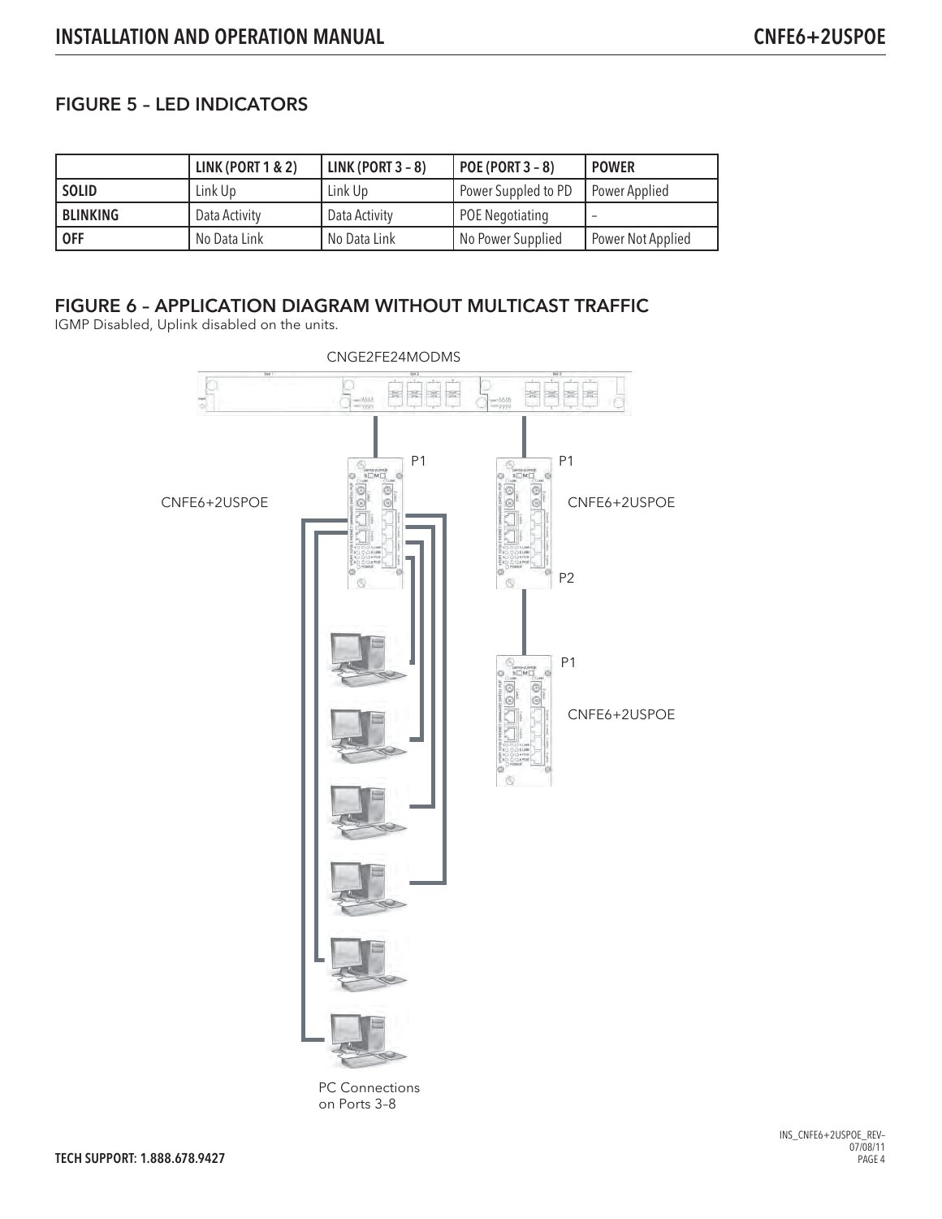## FIGURE 5 – LED INDICATORS

| | LINK (PORT 1 & 2) | LINK (PORT 3 – 8) | POE (PORT 3 – 8) | POWER |
|---|---|---|---|---|
| **SOLID** | Link Up | Link Up | Power Suppled to PD | Power Applied |
| **BLINKING** | Data Activity | Data Activity | POE Negotiating | – |
| **OFF** | No Data Link | No Data Link | No Power Supplied | Power Not Applied |

## FIGURE 6 – APPLICATION DIAGRAM WITHOUT MULTICAST TRAFFIC

IGMP Disabled, Uplink disabled on the units.

CNGE2FE24MODMS

CNFE6+2USPOE P1

CNFE6+2USPOE P1 P2

CNFE6+2USPOE P1

PC Connections on Ports 3–8

TECH SUPPORT: 1.888.678.9427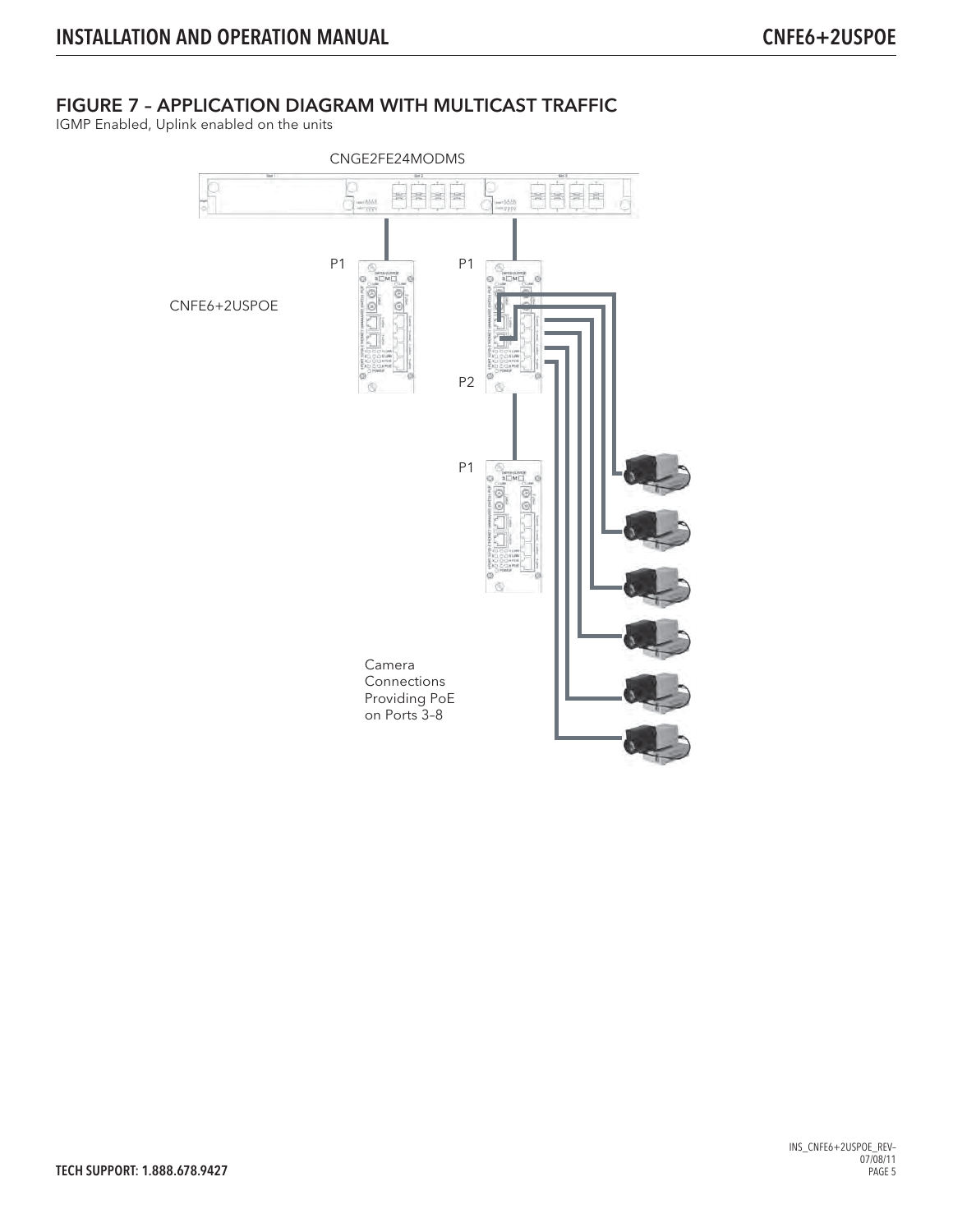## FIGURE 7 – APPLICATION DIAGRAM WITH MULTICAST TRAFFIC

IGMP Enabled, Uplink enabled on the units

CNGE2FE24MODMS

P1

P1

CNFE6+2USPOE

P2

P1

Camera Connections Providing PoE on Ports 3–8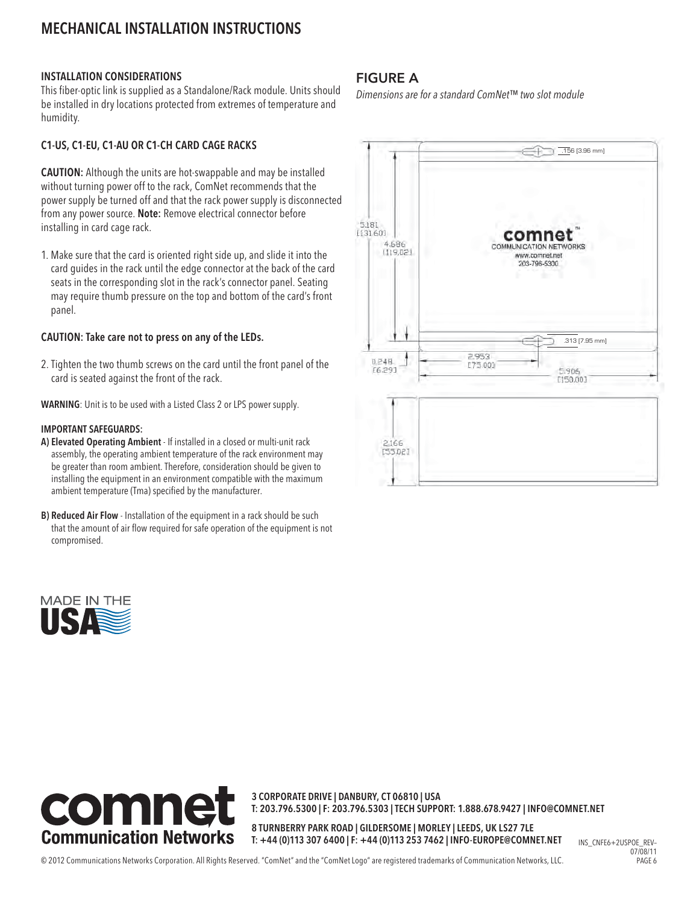# MECHANICAL INSTALLATION INSTRUCTIONS

### INSTALLATION CONSIDERATIONS

This fiber-optic link is supplied as a Standalone/Rack module. Units should be installed in dry locations protected from extremes of temperature and humidity.

### C1-US, C1-EU, C1-AU OR C1-CH CARD CAGE RACKS

**CAUTION:** Although the units are hot-swappable and may be installed without turning power off to the rack, ComNet recommends that the power supply be turned off and that the rack power supply is disconnected from any power source. **Note:** Remove electrical connector before installing in card cage rack.

1. Make sure that the card is oriented right side up, and slide it into the card guides in the rack until the edge connector at the back of the card seats in the corresponding slot in the rack's connector panel. Seating may require thumb pressure on the top and bottom of the card's front panel.

**CAUTION: Take care not to press on any of the LEDs.**

2. Tighten the two thumb screws on the card until the front panel of the card is seated against the front of the rack.

**WARNING**: Unit is to be used with a Listed Class 2 or LPS power supply.

**IMPORTANT SAFEGUARDS:**

**A) Elevated Operating Ambient** - If installed in a closed or multi-unit rack assembly, the operating ambient temperature of the rack environment may be greater than room ambient. Therefore, consideration should be given to installing the equipment in an environment compatible with the maximum ambient temperature (Tma) specified by the manufacturer.

**B) Reduced Air Flow** - Installation of the equipment in a rack should be such that the amount of air flow required for safe operation of the equipment is not compromised.

## FIGURE A

*Dimensions are for a standard ComNet™ two slot module*

.156 [3.96 mm]

5.181 [131.60]

4.686 [119.02]

comnet™ COMMUNICATION NETWORKS www.comnet.net 203-796-5300

.313 [7.95 mm]

0.248 [6.29]

2.953 [75.00]

5.906 [150.00]

2.166 [55.02]

MADE IN THE USA

comnet Communication Networks

**3 CORPORATE DRIVE | DANBURY, CT 06810 | USA**
**T: 203.796.5300 | F: 203.796.5303 | TECH SUPPORT: 1.888.678.9427 | INFO@COMNET.NET**

**8 TURNBERRY PARK ROAD | GILDERSOME | MORLEY | LEEDS, UK LS27 7LE**
**T: +44 (0)113 307 6400 | F: +44 (0)113 253 7462 | INFO-EUROPE@COMNET.NET**

INS_CNFE6+2USPOE_REV– 07/08/11

© 2012 Communications Networks Corporation. All Rights Reserved. "ComNet" and the "ComNet Logo" are registered trademarks of Communication Networks, LLC.